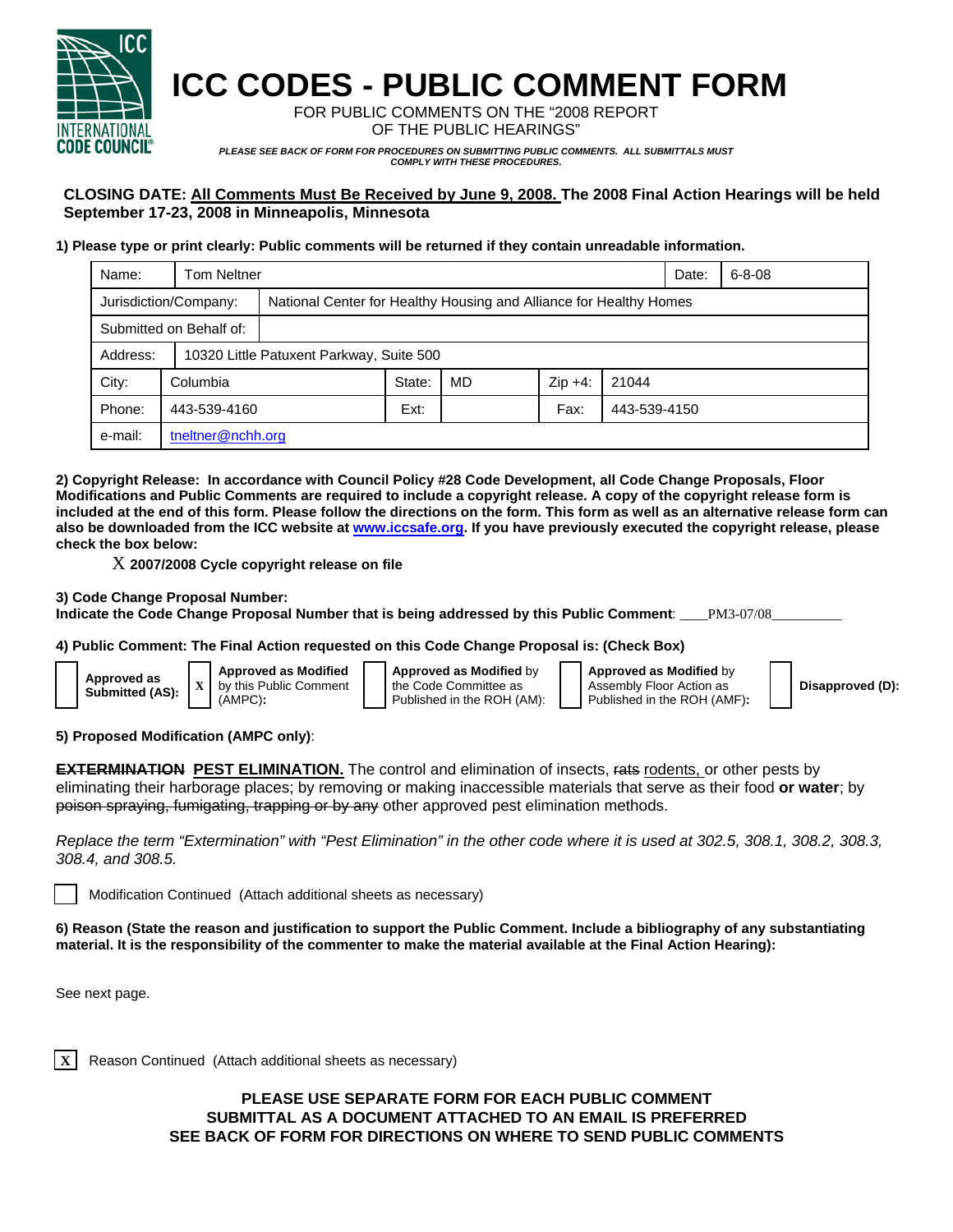# ICC CODES - PUBLIC COMMENT FORM

FOR PUBLIC COMMENTS ON THE "2008 REPORT OF THE PUBLIC HEARINGS"

*PLEASE SEE BACK OF FORM FOR PROCEDURES ON SUBMITTING PUBLIC COMMENTS. ALL SUBMITTALS MUST COMPLY WITH THESE PROCEDURES.*

**CLOSING DATE: All Comments Must Be Received by June 9, 2008. The 2008 Final Action Hearings will be held September 17-23, 2008 in Minneapolis, Minnesota**

**1) Please type or print clearly: Public comments will be returned if they contain unreadable information.**

| | | | | | |
|---|---|---|---|---|---|
| Name: | Tom Neltner | | | Date: | 6-8-08 |
| Jurisdiction/Company: | National Center for Healthy Housing and Alliance for Healthy Homes | | | | |
| Submitted on Behalf of: | | | | | |
| Address: | 10320 Little Patuxent Parkway, Suite 500 | | | | |
| City: | Columbia | State: | MD | Zip +4: | 21044 |
| Phone: | 443-539-4160 | Ext: | | Fax: | 443-539-4150 |
| e-mail: | tneltner@nchh.org | | | | |

**2) Copyright Release: In accordance with Council Policy #28 Code Development, all Code Change Proposals, Floor Modifications and Public Comments are required to include a copyright release. A copy of the copyright release form is included at the end of this form. Please follow the directions on the form. This form as well as an alternative release form can also be downloaded from the ICC website at www.iccsafe.org. If you have previously executed the copyright release, please check the box below:**

X **2007/2008 Cycle copyright release on file**

**3) Code Change Proposal Number:**
**Indicate the Code Change Proposal Number that is being addressed by this Public Comment**: PM3-07/08

**4) Public Comment: The Final Action requested on this Code Change Proposal is: (Check Box)**

- [ ] **Approved as Submitted (AS):**
- [X] **Approved as Modified** by this Public Comment (AMPC)**:**
- [ ] **Approved as Modified** by the Code Committee as Published in the ROH (AM):
- [ ] **Approved as Modified** by Assembly Floor Action as Published in the ROH (AMF)**:**
- [ ] **Disapproved (D):**

**5) Proposed Modification (AMPC only)**:

**~~EXTERMINATION~~ PEST ELIMINATION.** The control and elimination of insects, ~~rats~~ rodents, or other pests by eliminating their harborage places; by removing or making inaccessible materials that serve as their food **or water**; by ~~poison spraying, fumigating, trapping or by any~~ other approved pest elimination methods.

*Replace the term "Extermination" with "Pest Elimination" in the other code where it is used at 302.5, 308.1, 308.2, 308.3, 308.4, and 308.5.*

- [ ] Modification Continued (Attach additional sheets as necessary)

**6) Reason (State the reason and justification to support the Public Comment. Include a bibliography of any substantiating material. It is the responsibility of the commenter to make the material available at the Final Action Hearing):**

See next page.

- [X] Reason Continued (Attach additional sheets as necessary)

**PLEASE USE SEPARATE FORM FOR EACH PUBLIC COMMENT**
**SUBMITTAL AS A DOCUMENT ATTACHED TO AN EMAIL IS PREFERRED**
**SEE BACK OF FORM FOR DIRECTIONS ON WHERE TO SEND PUBLIC COMMENTS**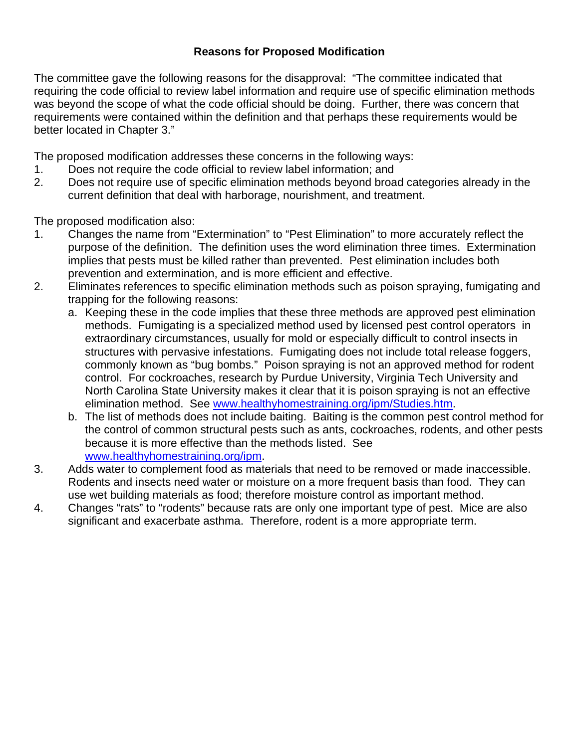**Reasons for Proposed Modification**

The committee gave the following reasons for the disapproval: "The committee indicated that requiring the code official to review label information and require use of specific elimination methods was beyond the scope of what the code official should be doing. Further, there was concern that requirements were contained within the definition and that perhaps these requirements would be better located in Chapter 3."

The proposed modification addresses these concerns in the following ways:

1. Does not require the code official to review label information; and
2. Does not require use of specific elimination methods beyond broad categories already in the current definition that deal with harborage, nourishment, and treatment.

The proposed modification also:

1. Changes the name from "Extermination" to "Pest Elimination" to more accurately reflect the purpose of the definition. The definition uses the word elimination three times. Extermination implies that pests must be killed rather than prevented. Pest elimination includes both prevention and extermination, and is more efficient and effective.
2. Eliminates references to specific elimination methods such as poison spraying, fumigating and trapping for the following reasons:
   a. Keeping these in the code implies that these three methods are approved pest elimination methods. Fumigating is a specialized method used by licensed pest control operators in extraordinary circumstances, usually for mold or especially difficult to control insects in structures with pervasive infestations. Fumigating does not include total release foggers, commonly known as "bug bombs." Poison spraying is not an approved method for rodent control. For cockroaches, research by Purdue University, Virginia Tech University and North Carolina State University makes it clear that it is poison spraying is not an effective elimination method. See www.healthyhomestraining.org/ipm/Studies.htm.
   b. The list of methods does not include baiting. Baiting is the common pest control method for the control of common structural pests such as ants, cockroaches, rodents, and other pests because it is more effective than the methods listed. See www.healthyhomestraining.org/ipm.
3. Adds water to complement food as materials that need to be removed or made inaccessible. Rodents and insects need water or moisture on a more frequent basis than food. They can use wet building materials as food; therefore moisture control as important method.
4. Changes "rats" to "rodents" because rats are only one important type of pest. Mice are also significant and exacerbate asthma. Therefore, rodent is a more appropriate term.